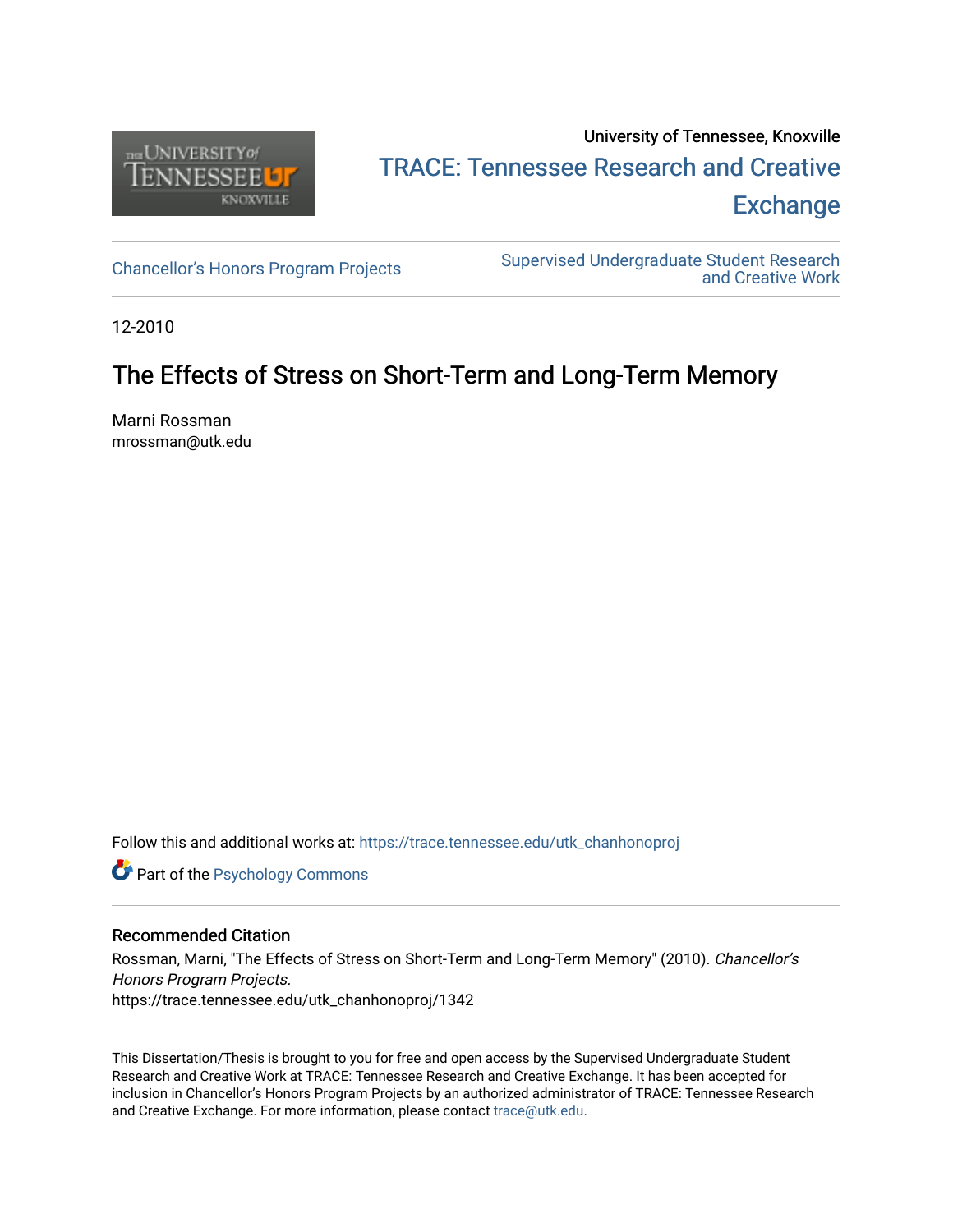University of Tennessee, Knoxville

TRACE: Tennessee Research and Creative Exchange

Chancellor's Honors Program Projects

Supervised Undergraduate Student Research and Creative Work

12-2010

# The Effects of Stress on Short-Term and Long-Term Memory

Marni Rossman
mrossman@utk.edu

Follow this and additional works at: https://trace.tennessee.edu/utk_chanhonoproj

Part of the Psychology Commons

## Recommended Citation

Rossman, Marni, "The Effects of Stress on Short-Term and Long-Term Memory" (2010). *Chancellor's Honors Program Projects.*
https://trace.tennessee.edu/utk_chanhonoproj/1342

This Dissertation/Thesis is brought to you for free and open access by the Supervised Undergraduate Student Research and Creative Work at TRACE: Tennessee Research and Creative Exchange. It has been accepted for inclusion in Chancellor's Honors Program Projects by an authorized administrator of TRACE: Tennessee Research and Creative Exchange. For more information, please contact trace@utk.edu.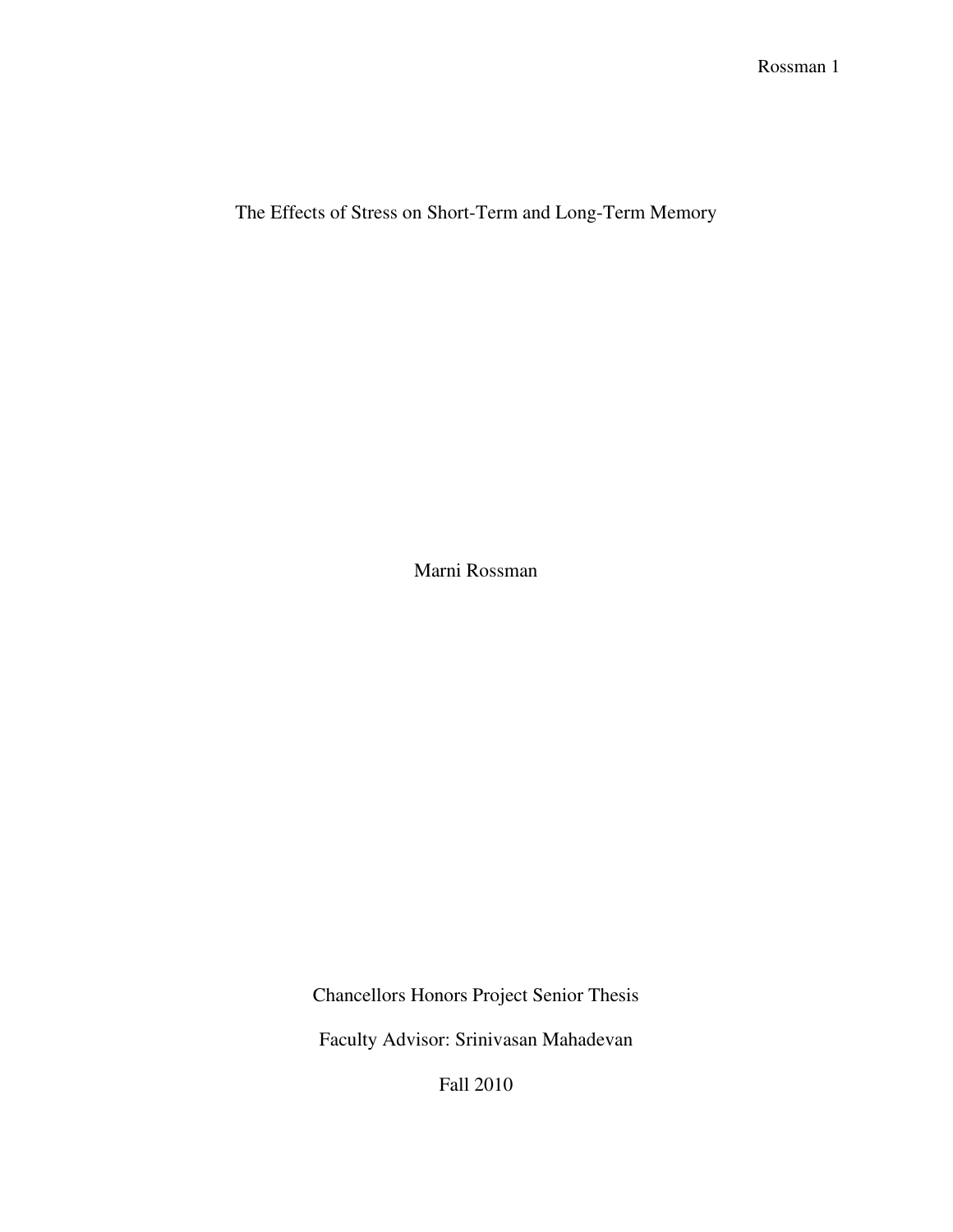# The Effects of Stress on Short-Term and Long-Term Memory

Marni Rossman

Chancellors Honors Project Senior Thesis

Faculty Advisor: Srinivasan Mahadevan

Fall 2010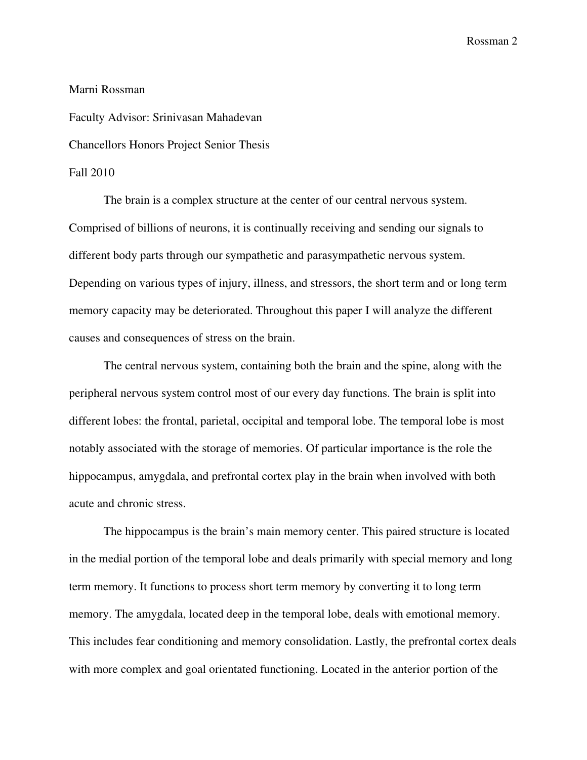Marni Rossman

Faculty Advisor: Srinivasan Mahadevan

Chancellors Honors Project Senior Thesis

Fall 2010

The brain is a complex structure at the center of our central nervous system. Comprised of billions of neurons, it is continually receiving and sending our signals to different body parts through our sympathetic and parasympathetic nervous system. Depending on various types of injury, illness, and stressors, the short term and or long term memory capacity may be deteriorated. Throughout this paper I will analyze the different causes and consequences of stress on the brain.

The central nervous system, containing both the brain and the spine, along with the peripheral nervous system control most of our every day functions. The brain is split into different lobes: the frontal, parietal, occipital and temporal lobe. The temporal lobe is most notably associated with the storage of memories. Of particular importance is the role the hippocampus, amygdala, and prefrontal cortex play in the brain when involved with both acute and chronic stress.

The hippocampus is the brain's main memory center. This paired structure is located in the medial portion of the temporal lobe and deals primarily with special memory and long term memory. It functions to process short term memory by converting it to long term memory. The amygdala, located deep in the temporal lobe, deals with emotional memory. This includes fear conditioning and memory consolidation. Lastly, the prefrontal cortex deals with more complex and goal orientated functioning. Located in the anterior portion of the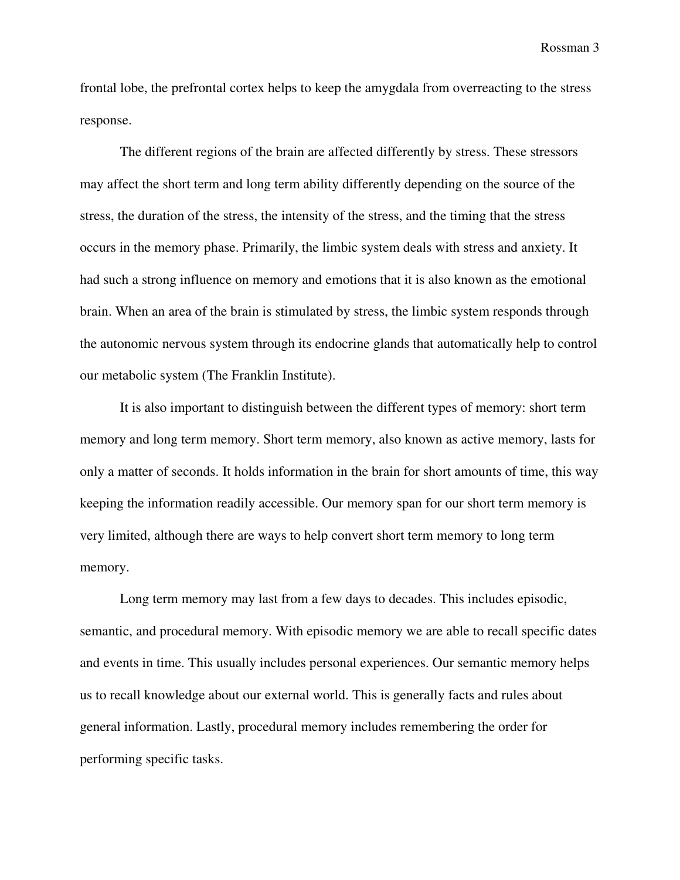frontal lobe, the prefrontal cortex helps to keep the amygdala from overreacting to the stress response.

The different regions of the brain are affected differently by stress. These stressors may affect the short term and long term ability differently depending on the source of the stress, the duration of the stress, the intensity of the stress, and the timing that the stress occurs in the memory phase. Primarily, the limbic system deals with stress and anxiety. It had such a strong influence on memory and emotions that it is also known as the emotional brain. When an area of the brain is stimulated by stress, the limbic system responds through the autonomic nervous system through its endocrine glands that automatically help to control our metabolic system (The Franklin Institute).

It is also important to distinguish between the different types of memory: short term memory and long term memory. Short term memory, also known as active memory, lasts for only a matter of seconds. It holds information in the brain for short amounts of time, this way keeping the information readily accessible. Our memory span for our short term memory is very limited, although there are ways to help convert short term memory to long term memory.

Long term memory may last from a few days to decades. This includes episodic, semantic, and procedural memory. With episodic memory we are able to recall specific dates and events in time. This usually includes personal experiences. Our semantic memory helps us to recall knowledge about our external world. This is generally facts and rules about general information. Lastly, procedural memory includes remembering the order for performing specific tasks.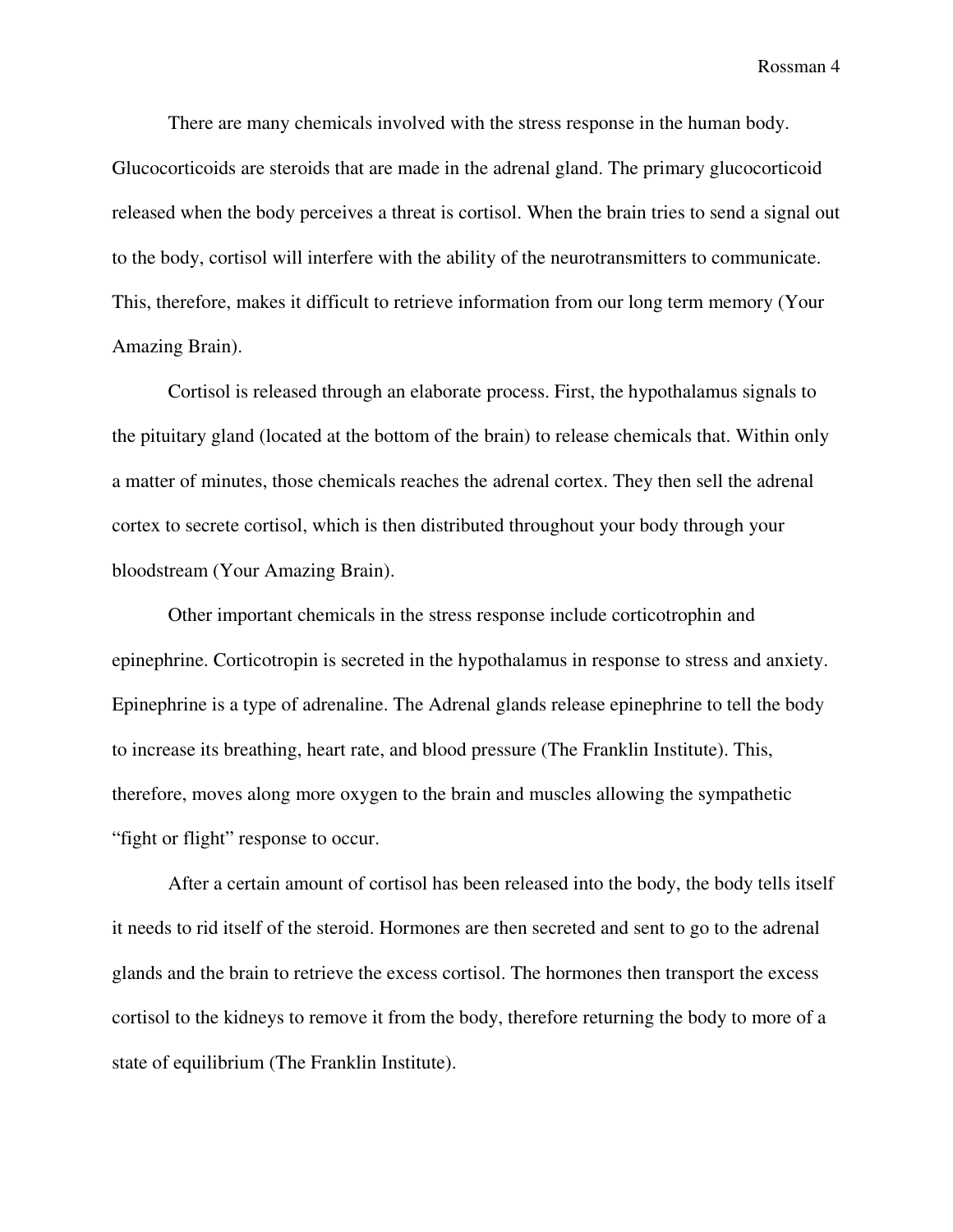There are many chemicals involved with the stress response in the human body. Glucocorticoids are steroids that are made in the adrenal gland. The primary glucocorticoid released when the body perceives a threat is cortisol. When the brain tries to send a signal out to the body, cortisol will interfere with the ability of the neurotransmitters to communicate. This, therefore, makes it difficult to retrieve information from our long term memory (Your Amazing Brain).

Cortisol is released through an elaborate process. First, the hypothalamus signals to the pituitary gland (located at the bottom of the brain) to release chemicals that. Within only a matter of minutes, those chemicals reaches the adrenal cortex. They then sell the adrenal cortex to secrete cortisol, which is then distributed throughout your body through your bloodstream (Your Amazing Brain).

Other important chemicals in the stress response include corticotrophin and epinephrine. Corticotropin is secreted in the hypothalamus in response to stress and anxiety. Epinephrine is a type of adrenaline. The Adrenal glands release epinephrine to tell the body to increase its breathing, heart rate, and blood pressure (The Franklin Institute). This, therefore, moves along more oxygen to the brain and muscles allowing the sympathetic "fight or flight" response to occur.

After a certain amount of cortisol has been released into the body, the body tells itself it needs to rid itself of the steroid. Hormones are then secreted and sent to go to the adrenal glands and the brain to retrieve the excess cortisol. The hormones then transport the excess cortisol to the kidneys to remove it from the body, therefore returning the body to more of a state of equilibrium (The Franklin Institute).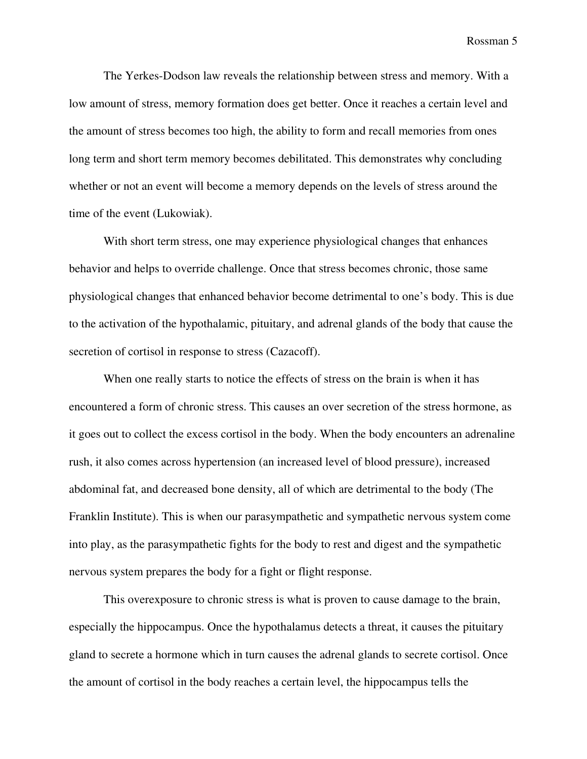The Yerkes-Dodson law reveals the relationship between stress and memory. With a low amount of stress, memory formation does get better. Once it reaches a certain level and the amount of stress becomes too high, the ability to form and recall memories from ones long term and short term memory becomes debilitated. This demonstrates why concluding whether or not an event will become a memory depends on the levels of stress around the time of the event (Lukowiak).

With short term stress, one may experience physiological changes that enhances behavior and helps to override challenge. Once that stress becomes chronic, those same physiological changes that enhanced behavior become detrimental to one's body. This is due to the activation of the hypothalamic, pituitary, and adrenal glands of the body that cause the secretion of cortisol in response to stress (Cazacoff).

When one really starts to notice the effects of stress on the brain is when it has encountered a form of chronic stress. This causes an over secretion of the stress hormone, as it goes out to collect the excess cortisol in the body. When the body encounters an adrenaline rush, it also comes across hypertension (an increased level of blood pressure), increased abdominal fat, and decreased bone density, all of which are detrimental to the body (The Franklin Institute). This is when our parasympathetic and sympathetic nervous system come into play, as the parasympathetic fights for the body to rest and digest and the sympathetic nervous system prepares the body for a fight or flight response.

This overexposure to chronic stress is what is proven to cause damage to the brain, especially the hippocampus. Once the hypothalamus detects a threat, it causes the pituitary gland to secrete a hormone which in turn causes the adrenal glands to secrete cortisol. Once the amount of cortisol in the body reaches a certain level, the hippocampus tells the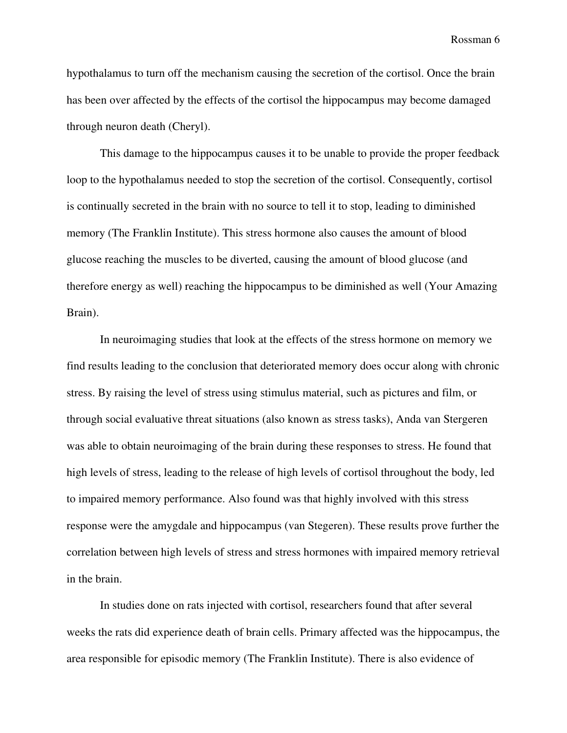hypothalamus to turn off the mechanism causing the secretion of the cortisol. Once the brain has been over affected by the effects of the cortisol the hippocampus may become damaged through neuron death (Cheryl).

This damage to the hippocampus causes it to be unable to provide the proper feedback loop to the hypothalamus needed to stop the secretion of the cortisol. Consequently, cortisol is continually secreted in the brain with no source to tell it to stop, leading to diminished memory (The Franklin Institute). This stress hormone also causes the amount of blood glucose reaching the muscles to be diverted, causing the amount of blood glucose (and therefore energy as well) reaching the hippocampus to be diminished as well (Your Amazing Brain).

In neuroimaging studies that look at the effects of the stress hormone on memory we find results leading to the conclusion that deteriorated memory does occur along with chronic stress. By raising the level of stress using stimulus material, such as pictures and film, or through social evaluative threat situations (also known as stress tasks), Anda van Stergeren was able to obtain neuroimaging of the brain during these responses to stress. He found that high levels of stress, leading to the release of high levels of cortisol throughout the body, led to impaired memory performance. Also found was that highly involved with this stress response were the amygdale and hippocampus (van Stegeren). These results prove further the correlation between high levels of stress and stress hormones with impaired memory retrieval in the brain.

In studies done on rats injected with cortisol, researchers found that after several weeks the rats did experience death of brain cells. Primary affected was the hippocampus, the area responsible for episodic memory (The Franklin Institute). There is also evidence of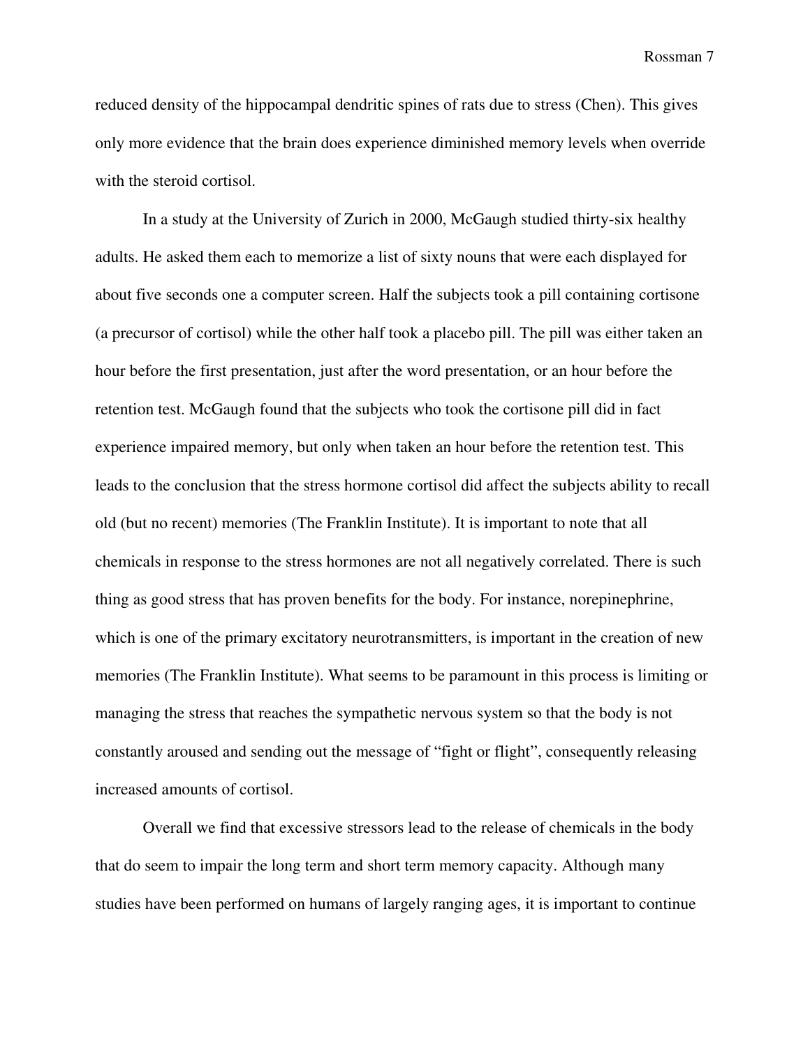reduced density of the hippocampal dendritic spines of rats due to stress (Chen). This gives only more evidence that the brain does experience diminished memory levels when override with the steroid cortisol.

In a study at the University of Zurich in 2000, McGaugh studied thirty-six healthy adults. He asked them each to memorize a list of sixty nouns that were each displayed for about five seconds one a computer screen. Half the subjects took a pill containing cortisone (a precursor of cortisol) while the other half took a placebo pill. The pill was either taken an hour before the first presentation, just after the word presentation, or an hour before the retention test. McGaugh found that the subjects who took the cortisone pill did in fact experience impaired memory, but only when taken an hour before the retention test. This leads to the conclusion that the stress hormone cortisol did affect the subjects ability to recall old (but no recent) memories (The Franklin Institute). It is important to note that all chemicals in response to the stress hormones are not all negatively correlated. There is such thing as good stress that has proven benefits for the body. For instance, norepinephrine, which is one of the primary excitatory neurotransmitters, is important in the creation of new memories (The Franklin Institute). What seems to be paramount in this process is limiting or managing the stress that reaches the sympathetic nervous system so that the body is not constantly aroused and sending out the message of "fight or flight", consequently releasing increased amounts of cortisol.

Overall we find that excessive stressors lead to the release of chemicals in the body that do seem to impair the long term and short term memory capacity. Although many studies have been performed on humans of largely ranging ages, it is important to continue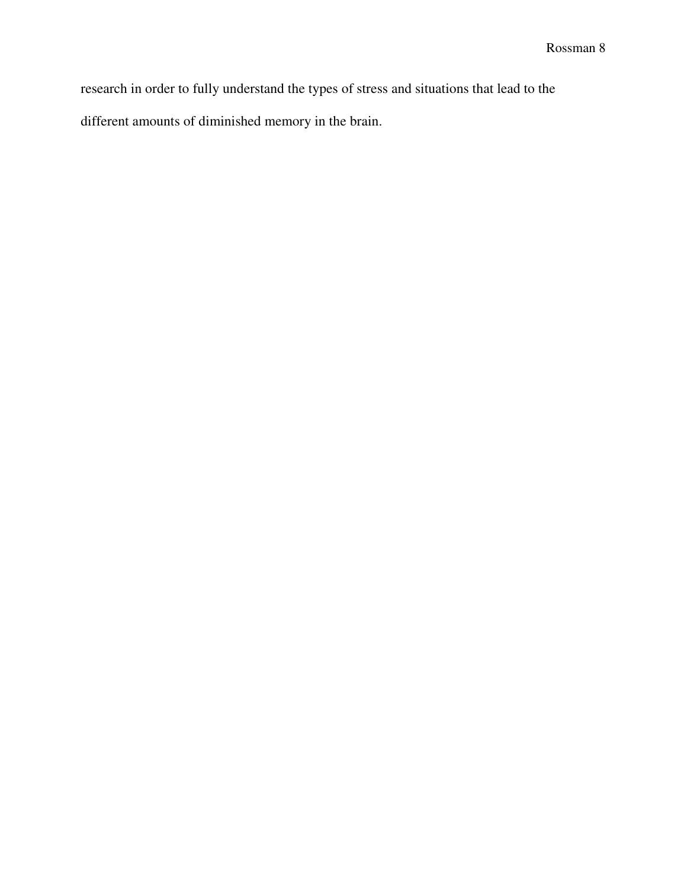research in order to fully understand the types of stress and situations that lead to the different amounts of diminished memory in the brain.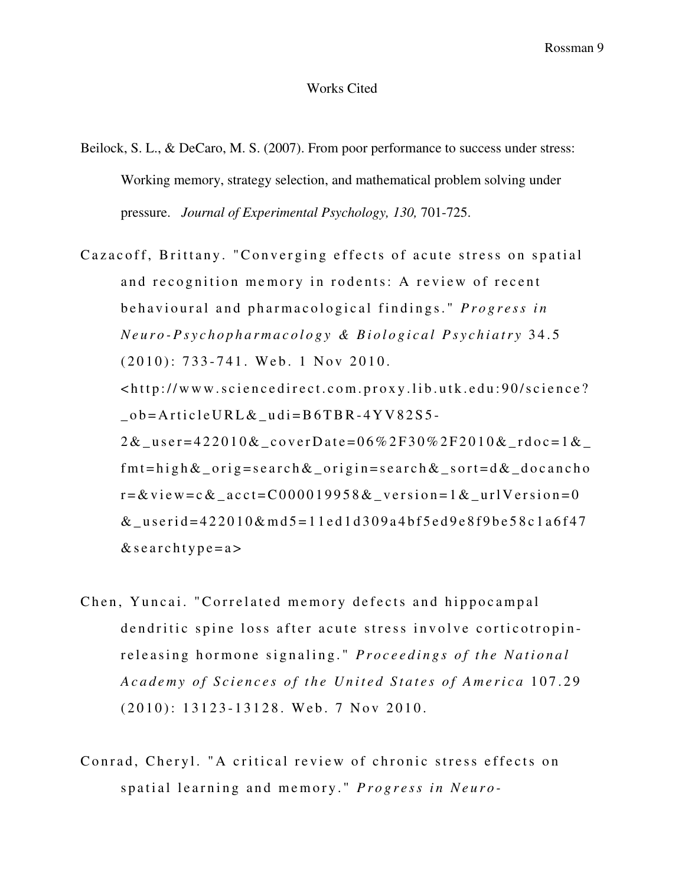# Works Cited

Beilock, S. L., & DeCaro, M. S. (2007). From poor performance to success under stress: Working memory, strategy selection, and mathematical problem solving under pressure. *Journal of Experimental Psychology, 130,* 701-725.

Cazacoff, Brittany. "Converging effects of acute stress on spatial and recognition memory in rodents: A review of recent behavioural and pharmacological findings." *Progress in Neuro-Psychopharmacology & Biological Psychiatry* 34.5 (2010): 733-741. Web. 1 Nov 2010. <http://www.sciencedirect.com.proxy.lib.utk.edu:90/science?_ob=ArticleURL&_udi=B6TBR-4YV82S5-2&_user=422010&_coverDate=06%2F30%2F2010&_rdoc=1&_fmt=high&_orig=search&_origin=search&_sort=d&_docanchor=&view=c&_acct=C000019958&_version=1&_urlVersion=0&_userid=422010&md5=11ed1d309a4bf5ed9e8f9be58c1a6f47&searchtype=a>

Chen, Yuncai. "Correlated memory defects and hippocampal dendritic spine loss after acute stress involve corticotropin-releasing hormone signaling." *Proceedings of the National Academy of Sciences of the United States of America* 107.29 (2010): 13123-13128. Web. 7 Nov 2010.

Conrad, Cheryl. "A critical review of chronic stress effects on spatial learning and memory." *Progress in Neuro-*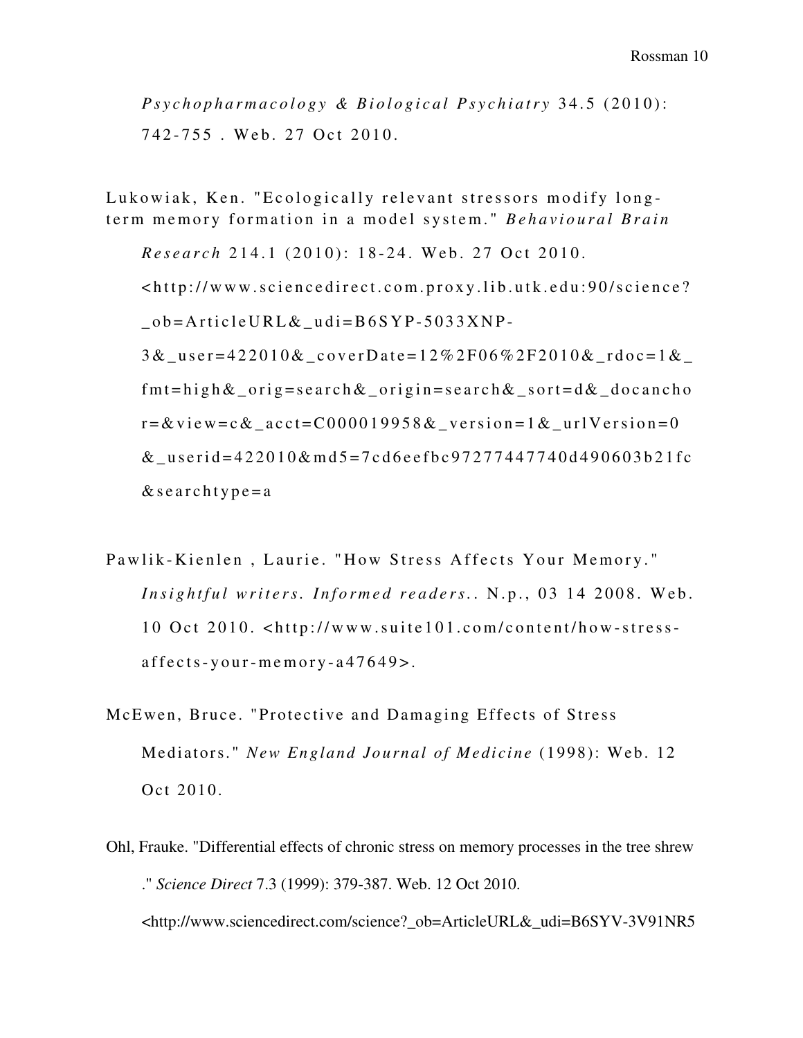*Psychopharmacology & Biological Psychiatry* 34.5 (2010): 742-755 . Web. 27 Oct 2010.

Lukowiak, Ken. "Ecologically relevant stressors modify long-term memory formation in a model system." *Behavioural Brain Research* 214.1 (2010): 18-24. Web. 27 Oct 2010. <http://www.sciencedirect.com.proxy.lib.utk.edu:90/science?_ob=ArticleURL&_udi=B6SYP-5033XNP-3&_user=422010&_coverDate=12%2F06%2F2010&_rdoc=1&_fmt=high&_orig=search&_origin=search&_sort=d&_docanchor=&view=c&_acct=C000019958&_version=1&_urlVersion=0&_userid=422010&md5=7cd6eefbc97277447740d490603b21fc&searchtype=a

Pawlik-Kienlen , Laurie. "How Stress Affects Your Memory." *Insightful writers. Informed readers.*. N.p., 03 14 2008. Web. 10 Oct 2010. <http://www.suite101.com/content/how-stress-affects-your-memory-a47649>.

McEwen, Bruce. "Protective and Damaging Effects of Stress Mediators." *New England Journal of Medicine* (1998): Web. 12 Oct 2010.

Ohl, Frauke. "Differential effects of chronic stress on memory processes in the tree shrew ." *Science Direct* 7.3 (1999): 379-387. Web. 12 Oct 2010. <http://www.sciencedirect.com/science?_ob=ArticleURL&_udi=B6SYV-3V91NR5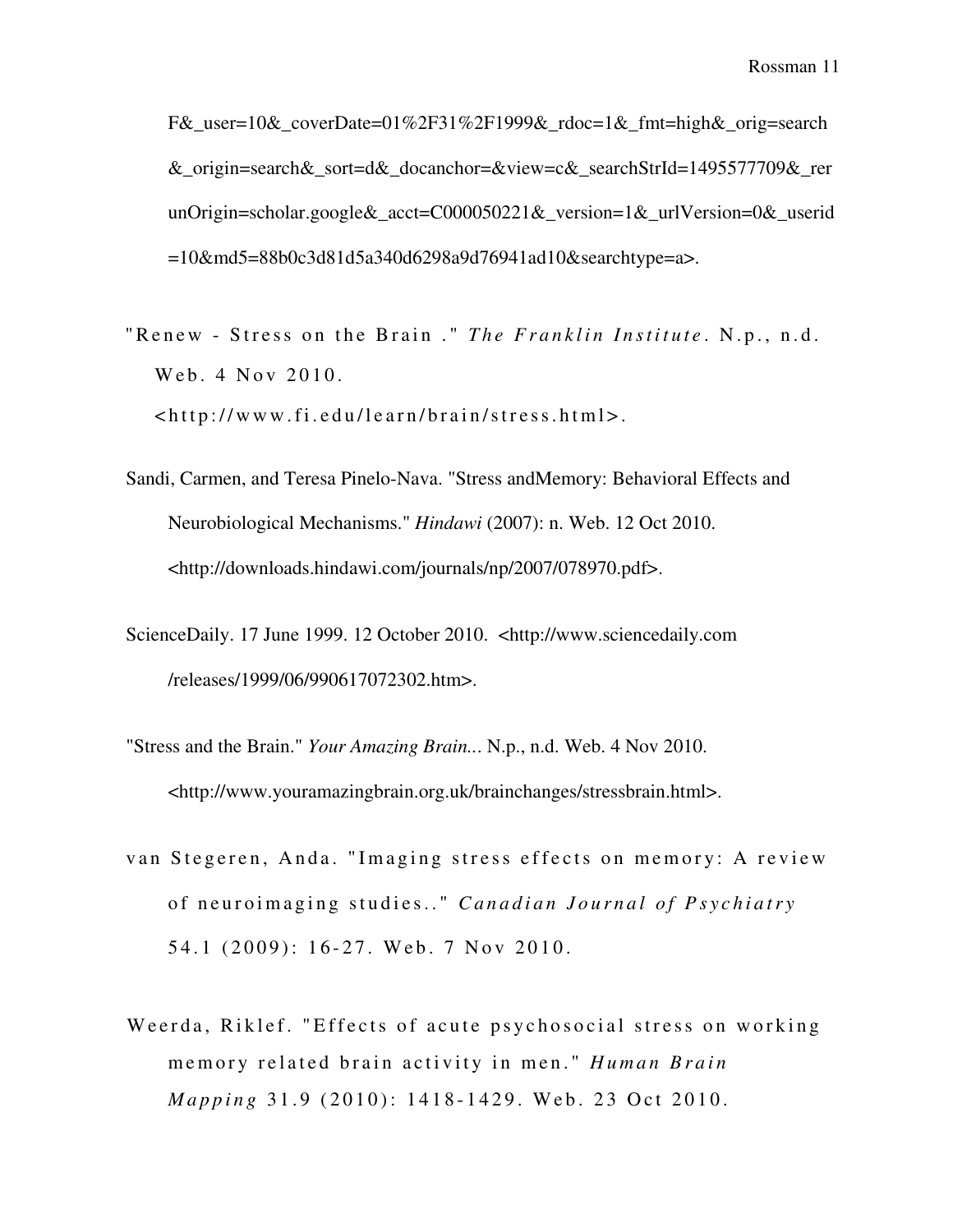F&_user=10&_coverDate=01%2F31%2F1999&_rdoc=1&_fmt=high&_orig=search&_origin=search&_sort=d&_docanchor=&view=c&_searchStrId=1495577709&_rerunOrigin=scholar.google&_acct=C000050221&_version=1&_urlVersion=0&_userid=10&md5=88b0c3d81d5a340d6298a9d76941ad10&searchtype=a>.

"Renew - Stress on the Brain ." *The Franklin Institute*. N.p., n.d. Web. 4 Nov 2010. <http://www.fi.edu/learn/brain/stress.html>.

Sandi, Carmen, and Teresa Pinelo-Nava. "Stress andMemory: Behavioral Effects and Neurobiological Mechanisms." *Hindawi* (2007): n. Web. 12 Oct 2010. <http://downloads.hindawi.com/journals/np/2007/078970.pdf>.

ScienceDaily. 17 June 1999. 12 October 2010. <http://www.sciencedaily.com/releases/1999/06/990617072302.htm>.

"Stress and the Brain." *Your Amazing Brain...* N.p., n.d. Web. 4 Nov 2010. <http://www.youramazingbrain.org.uk/brainchanges/stressbrain.html>.

van Stegeren, Anda. "Imaging stress effects on memory: A review of neuroimaging studies.." *Canadian Journal of Psychiatry* 54.1 (2009): 16-27. Web. 7 Nov 2010.

Weerda, Riklef. "Effects of acute psychosocial stress on working memory related brain activity in men." *Human Brain Mapping* 31.9 (2010): 1418-1429. Web. 23 Oct 2010.